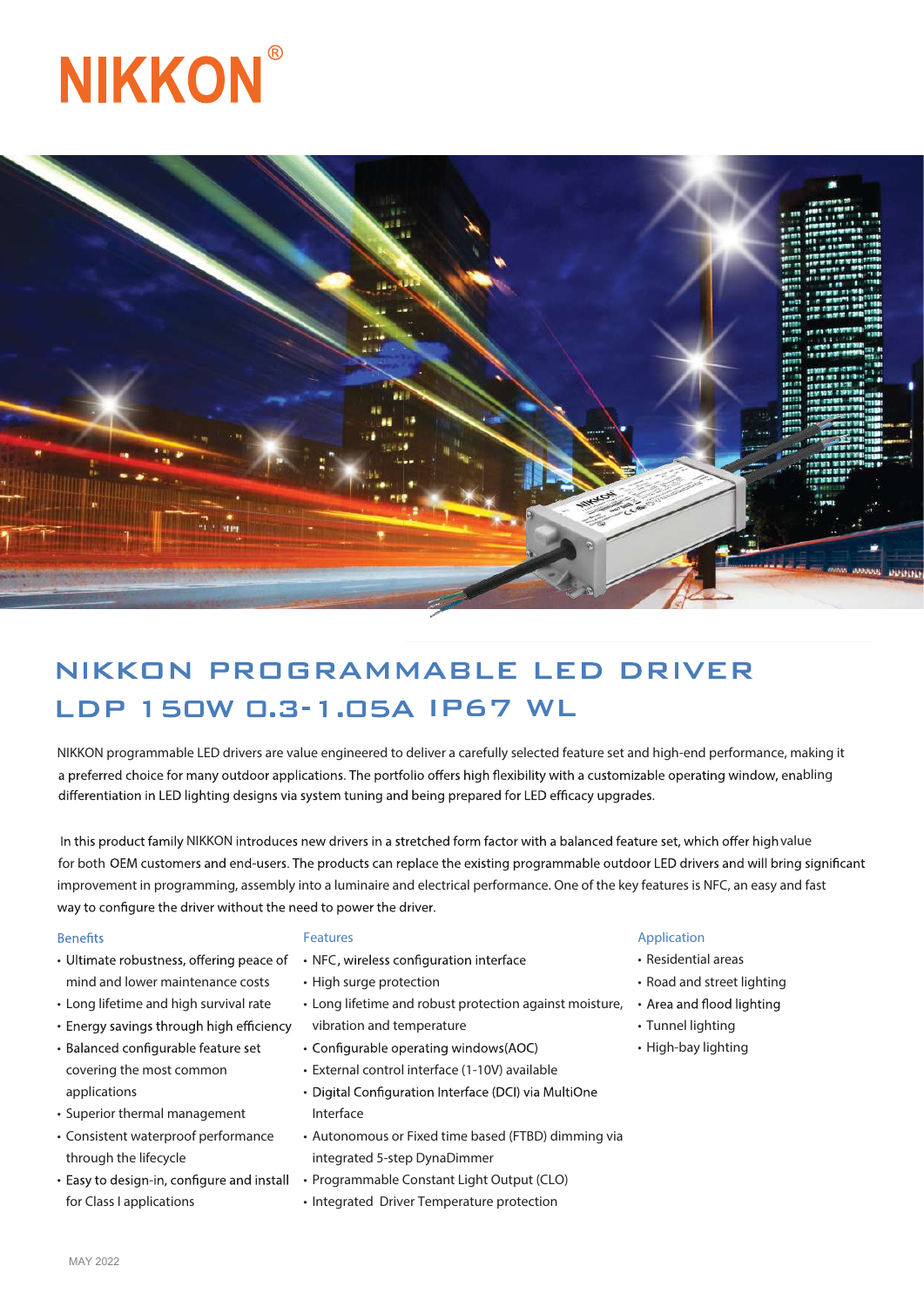# NIKKON®

## NIKKON PROGRAMMABLE LED DRIVER LDP 150W 0.3-1.05A IP67 WL

NIKKON programmable LED drivers are value engineered to deliver a carefully selected feature set and high-end performance, making it a preferred choice for many outdoor applications. The portfolio offers high flexibility with a customizable operating window, enabling differentiation in LED lighting designs via system tuning and being prepared for LED efficacy upgrades.

In this product family NIKKON introduces new drivers in a stretched form factor with a balanced feature set, which offer high value for both OEM customers and end-users. The products can replace the existing programmable outdoor LED drivers and will bring significant improvement in programming, assembly into a luminaire and electrical performance. One of the key features is NFC, an easy and fast way to configure the driver without the need to power the driver.

### Benefits

- Ultimate robustness, offering peace of mind and lower maintenance costs
- Long lifetime and high survival rate
- Energy savings through high efficiency
- Balanced configurable feature set covering the most common applications
- Superior thermal management
- Consistent waterproof performance through the lifecycle
- Easy to design-in, configure and install for Class I applications

### Features

- NFC, wireless configuration interface
- High surge protection
- Long lifetime and robust protection against moisture, vibration and temperature
- Configurable operating windows(AOC)
- External control interface (1-10V) available
- Digital Configuration Interface (DCI) via MultiOne Interface
- Autonomous or Fixed time based (FTBD) dimming via integrated 5-step DynaDimmer
- Programmable Constant Light Output (CLO)
- Integrated Driver Temperature protection

### Application

- Residential areas
- Road and street lighting
- Area and flood lighting
- Tunnel lighting
- High-bay lighting

MAY 2022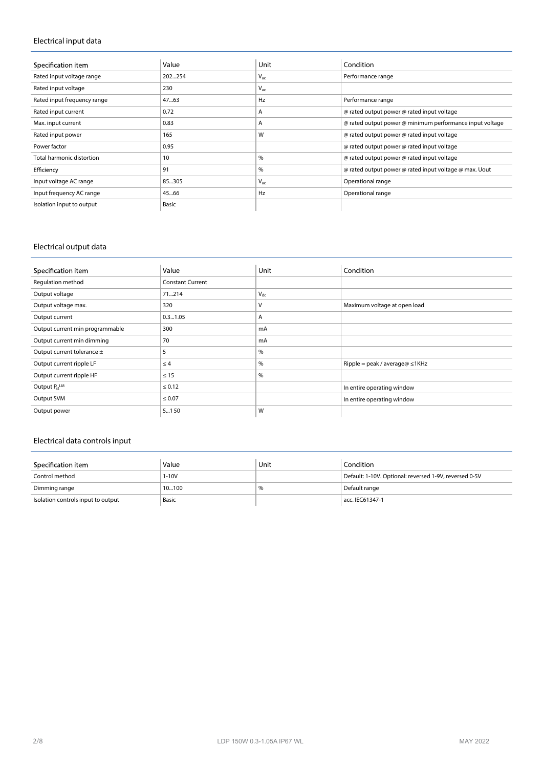## Electrical input data

| Specification item | Value | Unit | Condition |
|---|---|---|---|
| Rated input voltage range | 202...254 | $V_{ac}$ | Performance range |
| Rated input voltage | 230 | $V_{ac}$ | |
| Rated input frequency range | 47...63 | Hz | Performance range |
| Rated input current | 0.72 | A | @ rated output power @ rated input voltage |
| Max. input current | 0.83 | A | @ rated output power @ minimum performance input voltage |
| Rated input power | 165 | W | @ rated output power @ rated input voltage |
| Power factor | 0.95 | | @ rated output power @ rated input voltage |
| Total harmonic distortion | 10 | % | @ rated output power @ rated input voltage |
| Efficiency | 91 | % | @ rated output power @ rated input voltage @ max. Uout |
| Input voltage AC range | 85...305 | $V_{ac}$ | Operational range |
| Input frequency AC range | 45...66 | Hz | Operational range |
| Isolation input to output | Basic | | |

## Electrical output data

| Specification item | Value | Unit | Condition |
|---|---|---|---|
| Regulation method | Constant Current | | |
| Output voltage | 71...214 | $V_{dc}$ | |
| Output voltage max. | 320 | V | Maximum voltage at open load |
| Output current | 0.3...1.05 | A | |
| Output current min programmable | 300 | mA | |
| Output current min dimming | 70 | mA | |
| Output current tolerance ± | 5 | % | |
| Output current ripple LF | ≤ 4 | % | Ripple = peak / average@ ≤1KHz |
| Output current ripple HF | ≤ 15 | % | |
| Output $P_{st}^{LM}$ | ≤ 0.12 | | In entire operating window |
| Output SVM | ≤ 0.07 | | In entire operating window |
| Output power | 5...150 | W | |

## Electrical data controls input

| Specification item | Value | Unit | Condition |
|---|---|---|---|
| Control method | 1-10V | | Default: 1-10V. Optional: reversed 1-9V, reversed 0-5V |
| Dimming range | 10...100 | % | Default range |
| Isolation controls input to output | Basic | | acc. IEC61347-1 |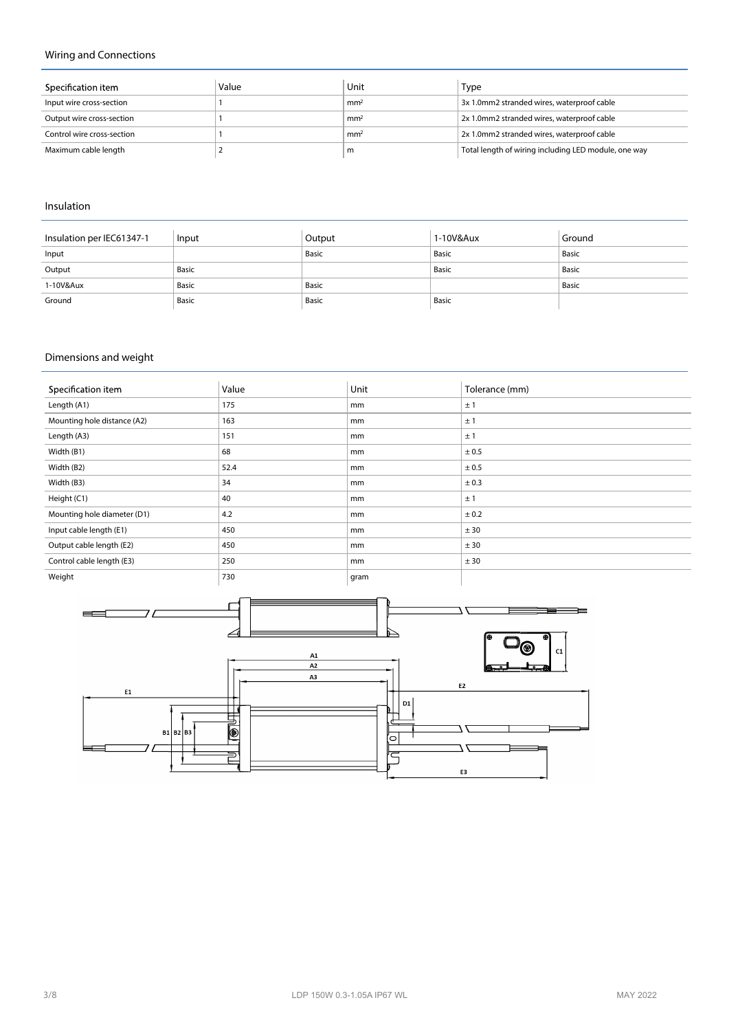## Wiring and Connections

| Specification item | Value | Unit | Type |
|---|---|---|---|
| Input wire cross-section | 1 | $mm^2$ | 3x 1.0mm2 stranded wires, waterproof cable |
| Output wire cross-section | 1 | $mm^2$ | 2x 1.0mm2 stranded wires, waterproof cable |
| Control wire cross-section | 1 | $mm^2$ | 2x 1.0mm2 stranded wires, waterproof cable |
| Maximum cable length | 2 | m | Total length of wiring including LED module, one way |

## Insulation

| Insulation per IEC61347-1 | Input | Output | 1-10V&Aux | Ground |
|---|---|---|---|---|
| Input | | Basic | Basic | Basic |
| Output | Basic | | Basic | Basic |
| 1-10V&Aux | Basic | Basic | | Basic |
| Ground | Basic | Basic | Basic | |

## Dimensions and weight

| Specification item | Value | Unit | Tolerance (mm) |
|---|---|---|---|
| Length (A1) | 175 | mm | ± 1 |
| Mounting hole distance (A2) | 163 | mm | ± 1 |
| Length (A3) | 151 | mm | ± 1 |
| Width (B1) | 68 | mm | ± 0.5 |
| Width (B2) | 52.4 | mm | ± 0.5 |
| Width (B3) | 34 | mm | ± 0.3 |
| Height (C1) | 40 | mm | ± 1 |
| Mounting hole diameter (D1) | 4.2 | mm | ± 0.2 |
| Input cable length (E1) | 450 | mm | ± 30 |
| Output cable length (E2) | 450 | mm | ± 30 |
| Control cable length (E3) | 250 | mm | ± 30 |
| Weight | 730 | gram | |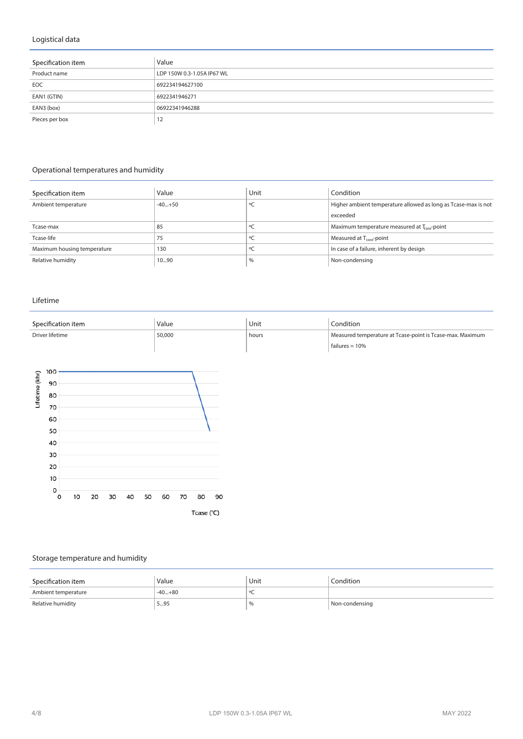## Logistical data

| Specification item | Value |
|---|---|
| Product name | LDP 150W 0.3-1.05A IP67 WL |
| EOC | 692234194627100 |
| EAN1 (GTIN) | 6922341946271 |
| EAN3 (box) | 06922341946288 |
| Pieces per box | 12 |

## Operational temperatures and humidity

| Specification item | Value | Unit | Condition |
|---|---|---|---|
| Ambient temperature | -40...+50 | ºC | Higher ambient temperature allowed as long as Tcase-max is not exceeded |
| Tcase-max | 85 | ºC | Maximum temperature measured at $T_{case}$-point |
| Tcase-life | 75 | ºC | Measured at $T_{case}$-point |
| Maximum housing temperature | 130 | ºC | In case of a failure, inherent by design |
| Relative humidity | 10...90 | % | Non-condensing |

## Lifetime

| Specification item | Value | Unit | Condition |
|---|---|---|---|
| Driver lifetime | 50,000 | hours | Measured temperature at Tcase-point is Tcase-max. Maximum failures = 10% |

Lifetime (khr)

Tcase (°C)

## Storage temperature and humidity

| Specification item | Value | Unit | Condition |
|---|---|---|---|
| Ambient temperature | -40...+80 | ºC | |
| Relative humidity | 5...95 | % | Non-condensing |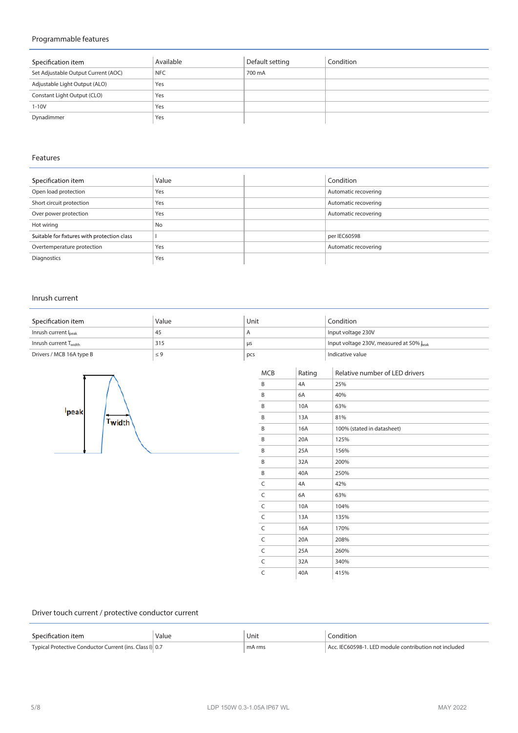## Programmable features

| Specification item | Available | Default setting | Condition |
|---|---|---|---|
| Set Adjustable Output Current (AOC) | NFC | 700 mA | |
| Adjustable Light Output (ALO) | Yes | | |
| Constant Light Output (CLO) | Yes | | |
| 1-10V | Yes | | |
| Dynadimmer | Yes | | |

## Features

| Specification item | Value | | Condition |
|---|---|---|---|
| Open load protection | Yes | | Automatic recovering |
| Short circuit protection | Yes | | Automatic recovering |
| Over power protection | Yes | | Automatic recovering |
| Hot wiring | No | | |
| Suitable for fixtures with protection class | I | | per IEC60598 |
| Overtemperature protection | Yes | | Automatic recovering |
| Diagnostics | Yes | | |

## Inrush current

| Specification item | Value | Unit | Condition |
|---|---|---|---|
| Inrush current $I_{peak}$ | 45 | A | Input voltage 230V |
| Inrush current $T_{width}$ | 315 | µs | Input voltage 230V, measured at 50% $I_{peak}$ |
| Drivers / MCB 16A type B | ≤ 9 | pcs | Indicative value |

| MCB | Rating | Relative number of LED drivers |
|---|---|---|
| B | 4A | 25% |
| B | 6A | 40% |
| B | 10A | 63% |
| B | 13A | 81% |
| B | 16A | 100% (stated in datasheet) |
| B | 20A | 125% |
| B | 25A | 156% |
| B | 32A | 200% |
| B | 40A | 250% |
| C | 4A | 42% |
| C | 6A | 63% |
| C | 10A | 104% |
| C | 13A | 135% |
| C | 16A | 170% |
| C | 20A | 208% |
| C | 25A | 260% |
| C | 32A | 340% |
| C | 40A | 415% |

## Driver touch current / protective conductor current

| Specification item | Value | Unit | Condition |
|---|---|---|---|
| Typical Protective Conductor Current (ins. Class I) | 0.7 | mA rms | Acc. IEC60598-1. LED module contribution not included |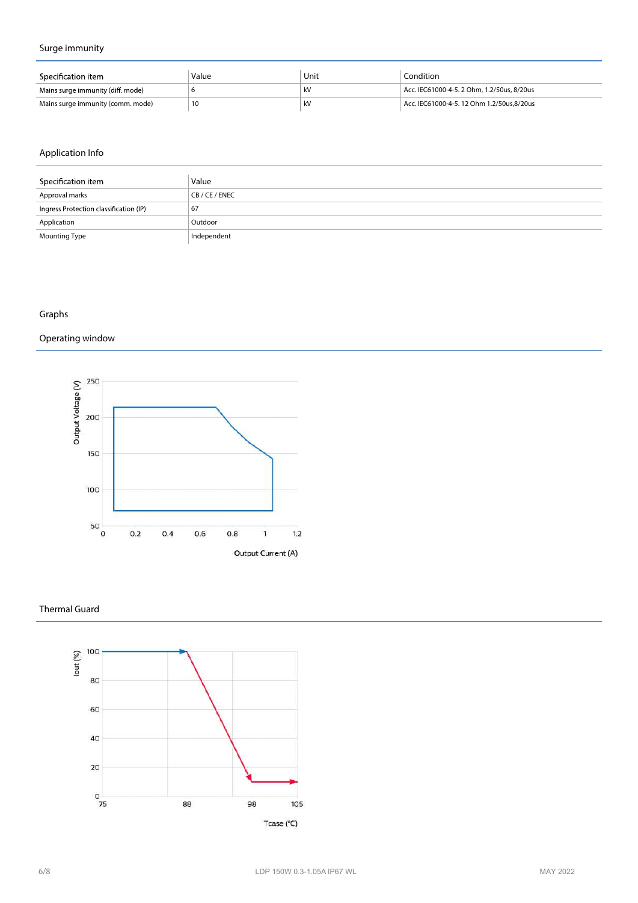## Surge immunity

| Specification item | Value | Unit | Condition |
|---|---|---|---|
| Mains surge immunity (diff. mode) | 6 | kV | Acc. IEC61000-4-5. 2 Ohm, 1.2/50us, 8/20us |
| Mains surge immunity (comm. mode) | 10 | kV | Acc. IEC61000-4-5. 12 Ohm 1.2/50us,8/20us |

## Application Info

| Specification item | Value |
|---|---|
| Approval marks | CB / CE / ENEC |
| Ingress Protection classification (IP) | 67 |
| Application | Outdoor |
| Mounting Type | Independent |

## Graphs

### Operating window

Output Voltage (V)

250, 200, 150, 100, 50

0, 0.2, 0.4, 0.6, 0.8, 1, 1.2

Output Current (A)

### Thermal Guard

Iout (%)

100, 80, 60, 40, 20, 0

75, 88, 98, 105

Tcase (°C)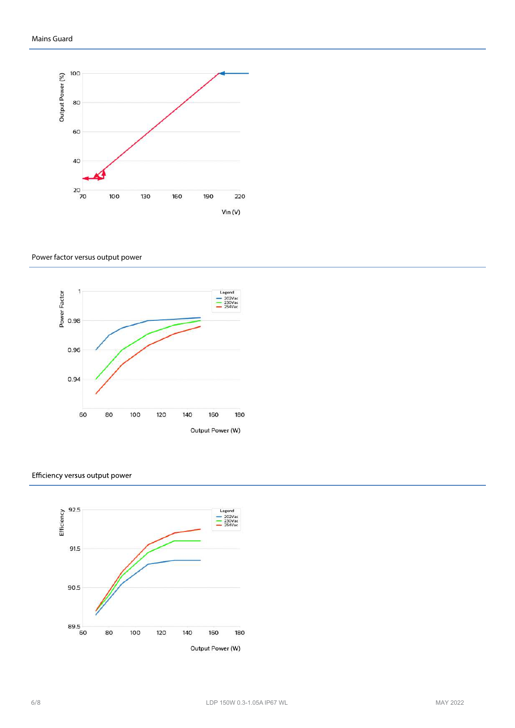## Mains Guard

Output Power (%)

100
80
60
40
20

70 100 130 160 190 220

Vin (V)

## Power factor versus output power

Power Factor

Legend
202Vac
230Vac
254Vac

1
0.98
0.96
0.94

60 80 100 120 140 160 180

Output Power (W)

## Efficiency versus output power

Efficiency

Legend
202Vac
230Vac
254Vac

92.5
91.5
90.5
89.5

60 80 100 120 140 160 180

Output Power (W)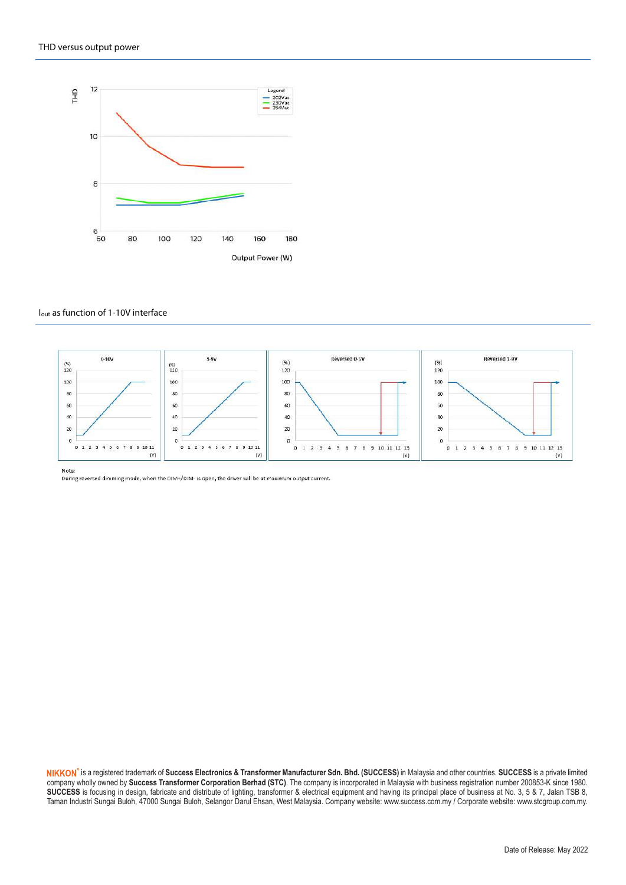## THD versus output power

THD

12

10

8

6

60 80 100 120 140 160 180

Output Power (W)

Legend
202Vac
230Vac
264Vac

## $I_{out}$ as function of 1-10V interface

0-10V

(%)
120
100
80
60
40
20
0

0 1 2 3 4 5 6 7 8 9 10 11
(V)

1-9V

(%)
120
100
80
60
40
20
0

0 1 2 3 4 5 6 7 8 9 10 11
(V)

Reversed 0-5V

(%)
120
100
80
60
40
20
0

0 1 2 3 4 5 6 7 8 9 10 11 12 13
(V)

Reversed 1-9V

(%)
120
100
80
60
40
20
0

0 1 2 3 4 5 6 7 8 9 10 11 12 13
(V)

Note:
During reversed dimming mode, when the DIM+/DIM- is open, the driver will be at maximum output current.

**NIKKON**® is a registered trademark of **Success Electronics & Transformer Manufacturer Sdn. Bhd. (SUCCESS)** in Malaysia and other countries. **SUCCESS** is a private limited company wholly owned by **Success Transformer Corporation Berhad (STC)**. The company is incorporated in Malaysia with business registration number 200853-K since 1980. **SUCCESS** is focusing in design, fabricate and distribute of lighting, transformer & electrical equipment and having its principal place of business at No. 3, 5 & 7, Jalan TSB 8, Taman Industri Sungai Buloh, 47000 Sungai Buloh, Selangor Darul Ehsan, West Malaysia. Company website: www.success.com.my / Corporate website: www.stcgroup.com.my.

Date of Release: May 2022